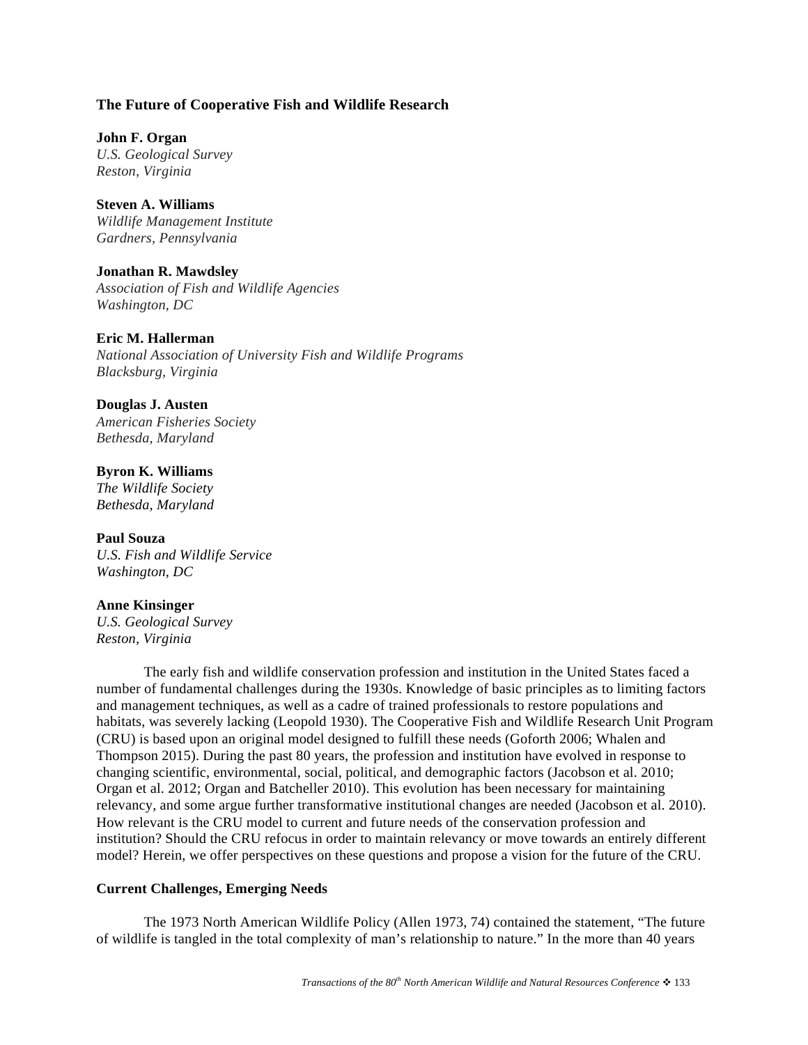# The Future of Cooperative Fish and Wildlife Research

**John F. Organ**
*U.S. Geological Survey*
*Reston, Virginia*

**Steven A. Williams**
*Wildlife Management Institute*
*Gardners, Pennsylvania*

**Jonathan R. Mawdsley**
*Association of Fish and Wildlife Agencies*
*Washington, DC*

**Eric M. Hallerman**
*National Association of University Fish and Wildlife Programs*
*Blacksburg, Virginia*

**Douglas J. Austen**
*American Fisheries Society*
*Bethesda, Maryland*

**Byron K. Williams**
*The Wildlife Society*
*Bethesda, Maryland*

**Paul Souza**
*U.S. Fish and Wildlife Service*
*Washington, DC*

**Anne Kinsinger**
*U.S. Geological Survey*
*Reston, Virginia*

The early fish and wildlife conservation profession and institution in the United States faced a number of fundamental challenges during the 1930s. Knowledge of basic principles as to limiting factors and management techniques, as well as a cadre of trained professionals to restore populations and habitats, was severely lacking (Leopold 1930). The Cooperative Fish and Wildlife Research Unit Program (CRU) is based upon an original model designed to fulfill these needs (Goforth 2006; Whalen and Thompson 2015). During the past 80 years, the profession and institution have evolved in response to changing scientific, environmental, social, political, and demographic factors (Jacobson et al. 2010; Organ et al. 2012; Organ and Batcheller 2010). This evolution has been necessary for maintaining relevancy, and some argue further transformative institutional changes are needed (Jacobson et al. 2010). How relevant is the CRU model to current and future needs of the conservation profession and institution? Should the CRU refocus in order to maintain relevancy or move towards an entirely different model? Herein, we offer perspectives on these questions and propose a vision for the future of the CRU.

## Current Challenges, Emerging Needs

The 1973 North American Wildlife Policy (Allen 1973, 74) contained the statement, "The future of wildlife is tangled in the total complexity of man's relationship to nature." In the more than 40 years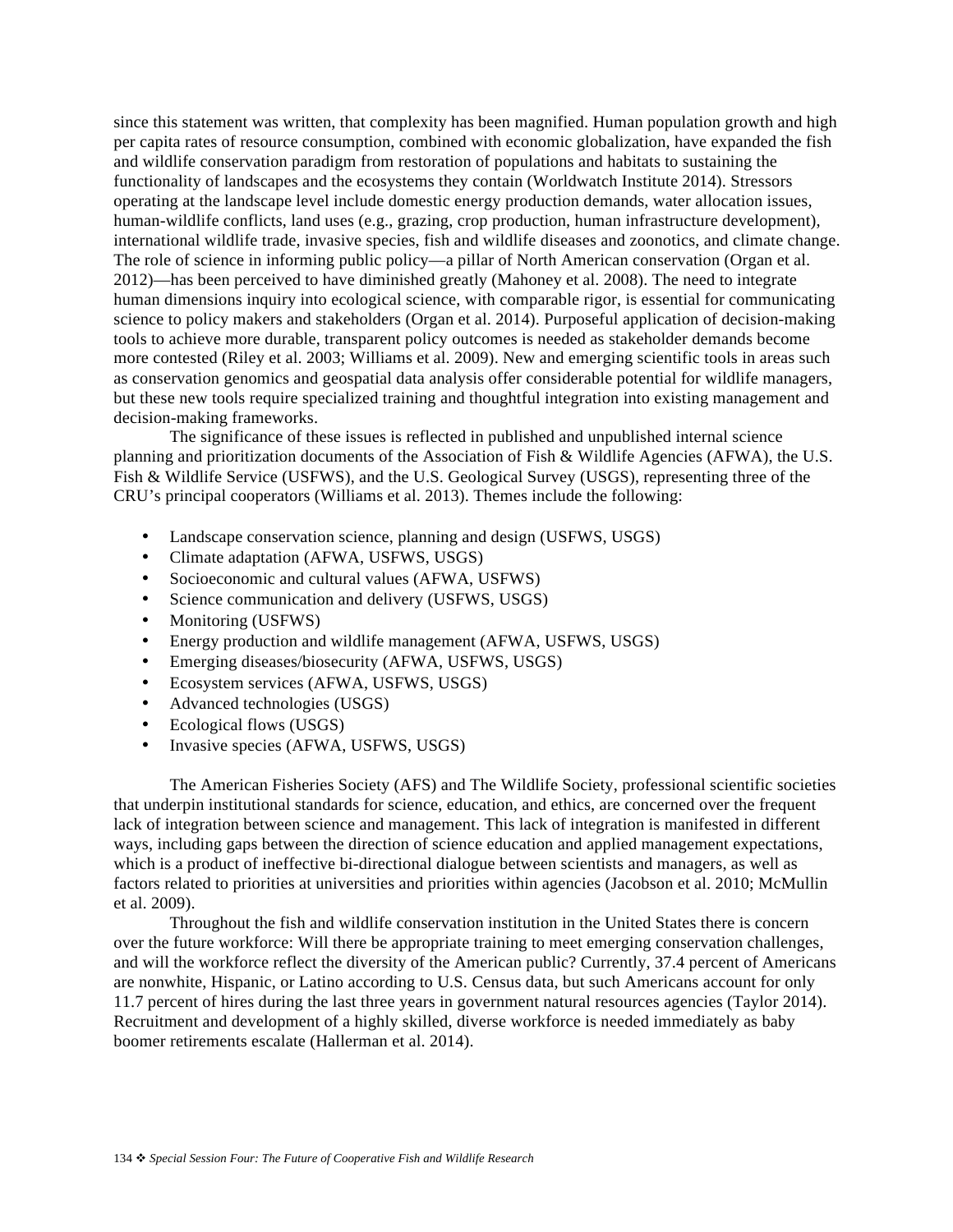since this statement was written, that complexity has been magnified. Human population growth and high per capita rates of resource consumption, combined with economic globalization, have expanded the fish and wildlife conservation paradigm from restoration of populations and habitats to sustaining the functionality of landscapes and the ecosystems they contain (Worldwatch Institute 2014). Stressors operating at the landscape level include domestic energy production demands, water allocation issues, human-wildlife conflicts, land uses (e.g., grazing, crop production, human infrastructure development), international wildlife trade, invasive species, fish and wildlife diseases and zoonotics, and climate change. The role of science in informing public policy—a pillar of North American conservation (Organ et al. 2012)—has been perceived to have diminished greatly (Mahoney et al. 2008). The need to integrate human dimensions inquiry into ecological science, with comparable rigor, is essential for communicating science to policy makers and stakeholders (Organ et al. 2014). Purposeful application of decision-making tools to achieve more durable, transparent policy outcomes is needed as stakeholder demands become more contested (Riley et al. 2003; Williams et al. 2009). New and emerging scientific tools in areas such as conservation genomics and geospatial data analysis offer considerable potential for wildlife managers, but these new tools require specialized training and thoughtful integration into existing management and decision-making frameworks.

The significance of these issues is reflected in published and unpublished internal science planning and prioritization documents of the Association of Fish & Wildlife Agencies (AFWA), the U.S. Fish & Wildlife Service (USFWS), and the U.S. Geological Survey (USGS), representing three of the CRU's principal cooperators (Williams et al. 2013). Themes include the following:

- Landscape conservation science, planning and design (USFWS, USGS)
- Climate adaptation (AFWA, USFWS, USGS)
- Socioeconomic and cultural values (AFWA, USFWS)
- Science communication and delivery (USFWS, USGS)
- Monitoring (USFWS)
- Energy production and wildlife management (AFWA, USFWS, USGS)
- Emerging diseases/biosecurity (AFWA, USFWS, USGS)
- Ecosystem services (AFWA, USFWS, USGS)
- Advanced technologies (USGS)
- Ecological flows (USGS)
- Invasive species (AFWA, USFWS, USGS)

The American Fisheries Society (AFS) and The Wildlife Society, professional scientific societies that underpin institutional standards for science, education, and ethics, are concerned over the frequent lack of integration between science and management. This lack of integration is manifested in different ways, including gaps between the direction of science education and applied management expectations, which is a product of ineffective bi-directional dialogue between scientists and managers, as well as factors related to priorities at universities and priorities within agencies (Jacobson et al. 2010; McMullin et al. 2009).

Throughout the fish and wildlife conservation institution in the United States there is concern over the future workforce: Will there be appropriate training to meet emerging conservation challenges, and will the workforce reflect the diversity of the American public? Currently, 37.4 percent of Americans are nonwhite, Hispanic, or Latino according to U.S. Census data, but such Americans account for only 11.7 percent of hires during the last three years in government natural resources agencies (Taylor 2014). Recruitment and development of a highly skilled, diverse workforce is needed immediately as baby boomer retirements escalate (Hallerman et al. 2014).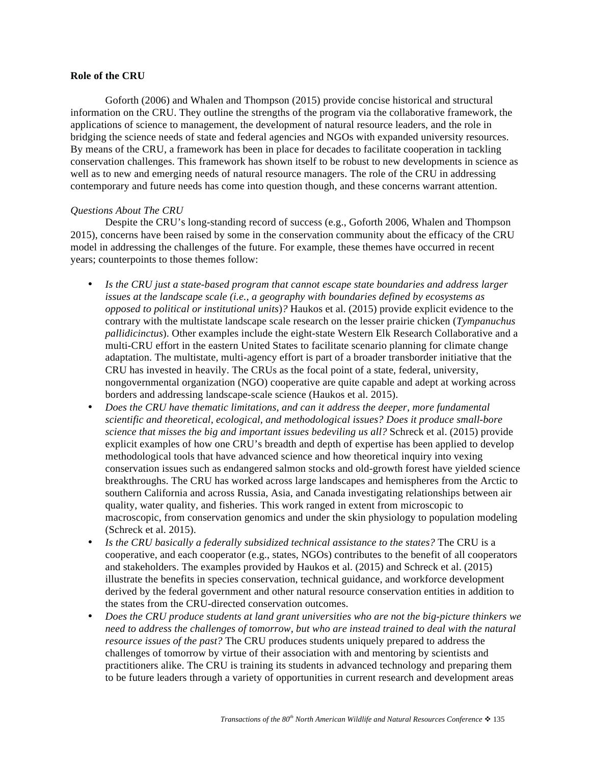**Role of the CRU**

Goforth (2006) and Whalen and Thompson (2015) provide concise historical and structural information on the CRU. They outline the strengths of the program via the collaborative framework, the applications of science to management, the development of natural resource leaders, and the role in bridging the science needs of state and federal agencies and NGOs with expanded university resources. By means of the CRU, a framework has been in place for decades to facilitate cooperation in tackling conservation challenges. This framework has shown itself to be robust to new developments in science as well as to new and emerging needs of natural resource managers. The role of the CRU in addressing contemporary and future needs has come into question though, and these concerns warrant attention.

*Questions About The CRU*

Despite the CRU's long-standing record of success (e.g., Goforth 2006, Whalen and Thompson 2015), concerns have been raised by some in the conservation community about the efficacy of the CRU model in addressing the challenges of the future. For example, these themes have occurred in recent years; counterpoints to those themes follow:

- *Is the CRU just a state-based program that cannot escape state boundaries and address larger issues at the landscape scale (i.e., a geography with boundaries defined by ecosystems as opposed to political or institutional units)?* Haukos et al. (2015) provide explicit evidence to the contrary with the multistate landscape scale research on the lesser prairie chicken (*Tympanuchus pallidicinctus*). Other examples include the eight-state Western Elk Research Collaborative and a multi-CRU effort in the eastern United States to facilitate scenario planning for climate change adaptation. The multistate, multi-agency effort is part of a broader transborder initiative that the CRU has invested in heavily. The CRUs as the focal point of a state, federal, university, nongovernmental organization (NGO) cooperative are quite capable and adept at working across borders and addressing landscape-scale science (Haukos et al. 2015).
- *Does the CRU have thematic limitations, and can it address the deeper, more fundamental scientific and theoretical, ecological, and methodological issues? Does it produce small-bore science that misses the big and important issues bedeviling us all?* Schreck et al. (2015) provide explicit examples of how one CRU's breadth and depth of expertise has been applied to develop methodological tools that have advanced science and how theoretical inquiry into vexing conservation issues such as endangered salmon stocks and old-growth forest have yielded science breakthroughs. The CRU has worked across large landscapes and hemispheres from the Arctic to southern California and across Russia, Asia, and Canada investigating relationships between air quality, water quality, and fisheries. This work ranged in extent from microscopic to macroscopic, from conservation genomics and under the skin physiology to population modeling (Schreck et al. 2015).
- *Is the CRU basically a federally subsidized technical assistance to the states?* The CRU is a cooperative, and each cooperator (e.g., states, NGOs) contributes to the benefit of all cooperators and stakeholders. The examples provided by Haukos et al. (2015) and Schreck et al. (2015) illustrate the benefits in species conservation, technical guidance, and workforce development derived by the federal government and other natural resource conservation entities in addition to the states from the CRU-directed conservation outcomes.
- *Does the CRU produce students at land grant universities who are not the big-picture thinkers we need to address the challenges of tomorrow, but who are instead trained to deal with the natural resource issues of the past?* The CRU produces students uniquely prepared to address the challenges of tomorrow by virtue of their association with and mentoring by scientists and practitioners alike. The CRU is training its students in advanced technology and preparing them to be future leaders through a variety of opportunities in current research and development areas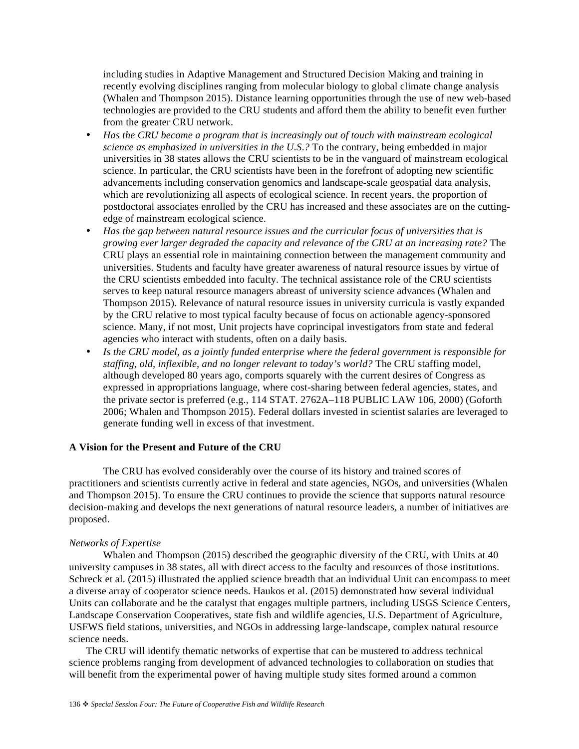including studies in Adaptive Management and Structured Decision Making and training in recently evolving disciplines ranging from molecular biology to global climate change analysis (Whalen and Thompson 2015). Distance learning opportunities through the use of new web-based technologies are provided to the CRU students and afford them the ability to benefit even further from the greater CRU network.

- *Has the CRU become a program that is increasingly out of touch with mainstream ecological science as emphasized in universities in the U.S.?* To the contrary, being embedded in major universities in 38 states allows the CRU scientists to be in the vanguard of mainstream ecological science. In particular, the CRU scientists have been in the forefront of adopting new scientific advancements including conservation genomics and landscape-scale geospatial data analysis, which are revolutionizing all aspects of ecological science. In recent years, the proportion of postdoctoral associates enrolled by the CRU has increased and these associates are on the cutting-edge of mainstream ecological science.
- *Has the gap between natural resource issues and the curricular focus of universities that is growing ever larger degraded the capacity and relevance of the CRU at an increasing rate?* The CRU plays an essential role in maintaining connection between the management community and universities. Students and faculty have greater awareness of natural resource issues by virtue of the CRU scientists embedded into faculty. The technical assistance role of the CRU scientists serves to keep natural resource managers abreast of university science advances (Whalen and Thompson 2015). Relevance of natural resource issues in university curricula is vastly expanded by the CRU relative to most typical faculty because of focus on actionable agency-sponsored science. Many, if not most, Unit projects have coprincipal investigators from state and federal agencies who interact with students, often on a daily basis.
- *Is the CRU model, as a jointly funded enterprise where the federal government is responsible for staffing, old, inflexible, and no longer relevant to today's world?* The CRU staffing model, although developed 80 years ago, comports squarely with the current desires of Congress as expressed in appropriations language, where cost-sharing between federal agencies, states, and the private sector is preferred (e.g., 114 STAT. 2762A–118 PUBLIC LAW 106, 2000) (Goforth 2006; Whalen and Thompson 2015). Federal dollars invested in scientist salaries are leveraged to generate funding well in excess of that investment.

## A Vision for the Present and Future of the CRU

The CRU has evolved considerably over the course of its history and trained scores of practitioners and scientists currently active in federal and state agencies, NGOs, and universities (Whalen and Thompson 2015). To ensure the CRU continues to provide the science that supports natural resource decision-making and develops the next generations of natural resource leaders, a number of initiatives are proposed.

### *Networks of Expertise*

Whalen and Thompson (2015) described the geographic diversity of the CRU, with Units at 40 university campuses in 38 states, all with direct access to the faculty and resources of those institutions. Schreck et al. (2015) illustrated the applied science breadth that an individual Unit can encompass to meet a diverse array of cooperator science needs. Haukos et al. (2015) demonstrated how several individual Units can collaborate and be the catalyst that engages multiple partners, including USGS Science Centers, Landscape Conservation Cooperatives, state fish and wildlife agencies, U.S. Department of Agriculture, USFWS field stations, universities, and NGOs in addressing large-landscape, complex natural resource science needs.

The CRU will identify thematic networks of expertise that can be mustered to address technical science problems ranging from development of advanced technologies to collaboration on studies that will benefit from the experimental power of having multiple study sites formed around a common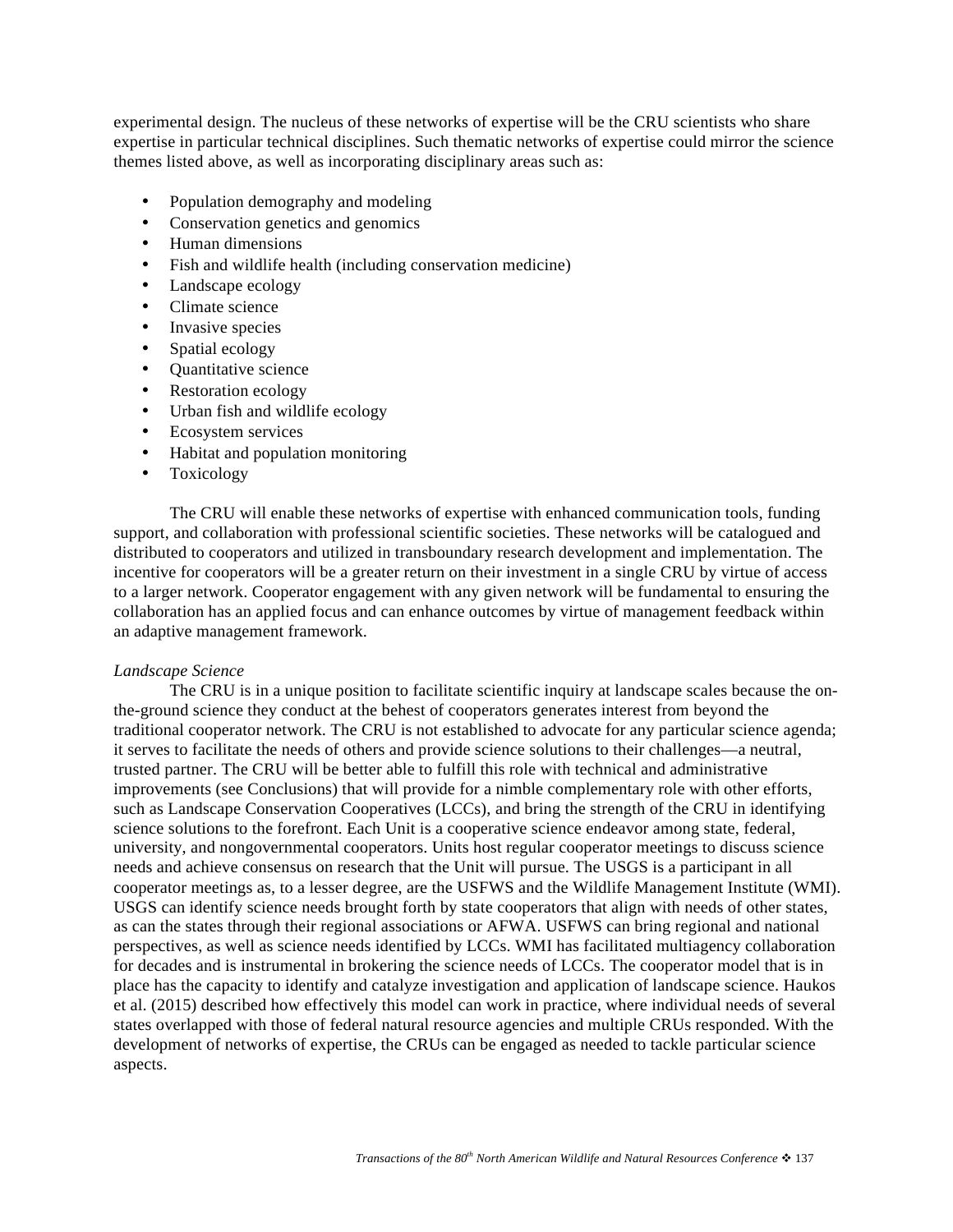experimental design. The nucleus of these networks of expertise will be the CRU scientists who share expertise in particular technical disciplines. Such thematic networks of expertise could mirror the science themes listed above, as well as incorporating disciplinary areas such as:

- Population demography and modeling
- Conservation genetics and genomics
- Human dimensions
- Fish and wildlife health (including conservation medicine)
- Landscape ecology
- Climate science
- Invasive species
- Spatial ecology
- Quantitative science
- Restoration ecology
- Urban fish and wildlife ecology
- Ecosystem services
- Habitat and population monitoring
- Toxicology

The CRU will enable these networks of expertise with enhanced communication tools, funding support, and collaboration with professional scientific societies. These networks will be catalogued and distributed to cooperators and utilized in transboundary research development and implementation. The incentive for cooperators will be a greater return on their investment in a single CRU by virtue of access to a larger network. Cooperator engagement with any given network will be fundamental to ensuring the collaboration has an applied focus and can enhance outcomes by virtue of management feedback within an adaptive management framework.

*Landscape Science*

The CRU is in a unique position to facilitate scientific inquiry at landscape scales because the on-the-ground science they conduct at the behest of cooperators generates interest from beyond the traditional cooperator network. The CRU is not established to advocate for any particular science agenda; it serves to facilitate the needs of others and provide science solutions to their challenges—a neutral, trusted partner. The CRU will be better able to fulfill this role with technical and administrative improvements (see Conclusions) that will provide for a nimble complementary role with other efforts, such as Landscape Conservation Cooperatives (LCCs), and bring the strength of the CRU in identifying science solutions to the forefront. Each Unit is a cooperative science endeavor among state, federal, university, and nongovernmental cooperators. Units host regular cooperator meetings to discuss science needs and achieve consensus on research that the Unit will pursue. The USGS is a participant in all cooperator meetings as, to a lesser degree, are the USFWS and the Wildlife Management Institute (WMI). USGS can identify science needs brought forth by state cooperators that align with needs of other states, as can the states through their regional associations or AFWA. USFWS can bring regional and national perspectives, as well as science needs identified by LCCs. WMI has facilitated multiagency collaboration for decades and is instrumental in brokering the science needs of LCCs. The cooperator model that is in place has the capacity to identify and catalyze investigation and application of landscape science. Haukos et al. (2015) described how effectively this model can work in practice, where individual needs of several states overlapped with those of federal natural resource agencies and multiple CRUs responded. With the development of networks of expertise, the CRUs can be engaged as needed to tackle particular science aspects.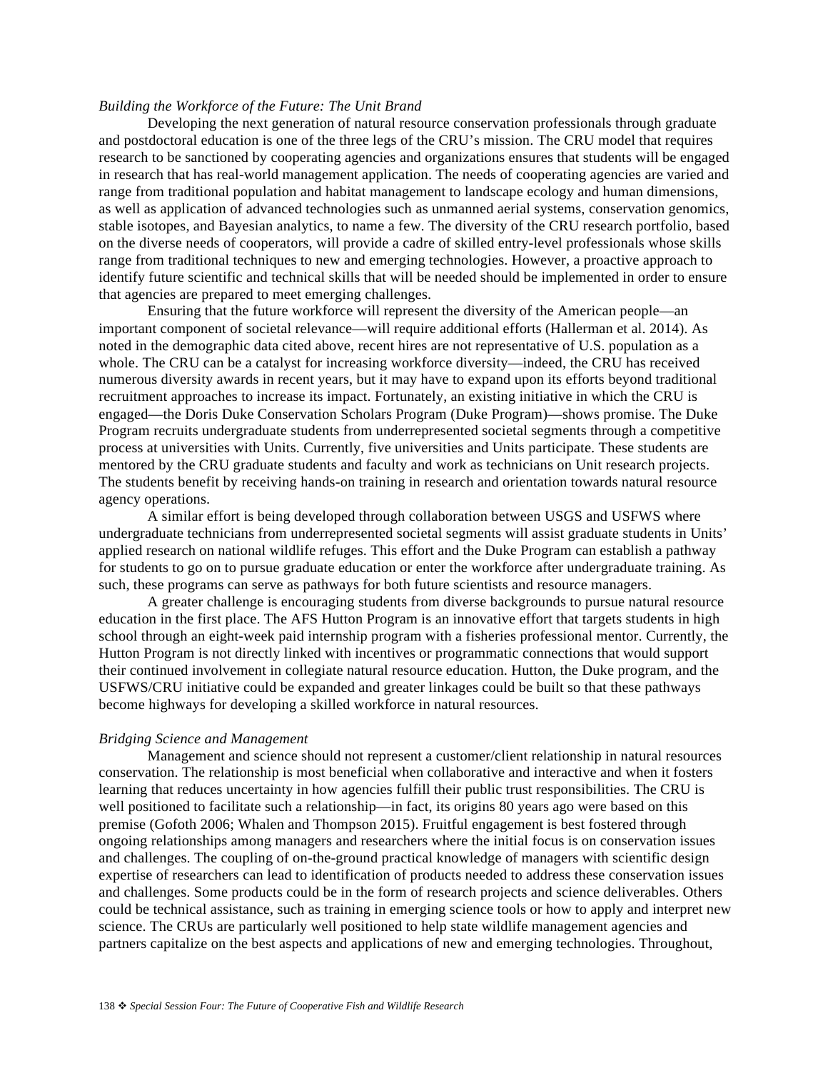*Building the Workforce of the Future: The Unit Brand*

Developing the next generation of natural resource conservation professionals through graduate and postdoctoral education is one of the three legs of the CRU's mission. The CRU model that requires research to be sanctioned by cooperating agencies and organizations ensures that students will be engaged in research that has real-world management application. The needs of cooperating agencies are varied and range from traditional population and habitat management to landscape ecology and human dimensions, as well as application of advanced technologies such as unmanned aerial systems, conservation genomics, stable isotopes, and Bayesian analytics, to name a few. The diversity of the CRU research portfolio, based on the diverse needs of cooperators, will provide a cadre of skilled entry-level professionals whose skills range from traditional techniques to new and emerging technologies. However, a proactive approach to identify future scientific and technical skills that will be needed should be implemented in order to ensure that agencies are prepared to meet emerging challenges.

Ensuring that the future workforce will represent the diversity of the American people—an important component of societal relevance—will require additional efforts (Hallerman et al. 2014). As noted in the demographic data cited above, recent hires are not representative of U.S. population as a whole. The CRU can be a catalyst for increasing workforce diversity—indeed, the CRU has received numerous diversity awards in recent years, but it may have to expand upon its efforts beyond traditional recruitment approaches to increase its impact. Fortunately, an existing initiative in which the CRU is engaged—the Doris Duke Conservation Scholars Program (Duke Program)—shows promise. The Duke Program recruits undergraduate students from underrepresented societal segments through a competitive process at universities with Units. Currently, five universities and Units participate. These students are mentored by the CRU graduate students and faculty and work as technicians on Unit research projects. The students benefit by receiving hands-on training in research and orientation towards natural resource agency operations.

A similar effort is being developed through collaboration between USGS and USFWS where undergraduate technicians from underrepresented societal segments will assist graduate students in Units' applied research on national wildlife refuges. This effort and the Duke Program can establish a pathway for students to go on to pursue graduate education or enter the workforce after undergraduate training. As such, these programs can serve as pathways for both future scientists and resource managers.

A greater challenge is encouraging students from diverse backgrounds to pursue natural resource education in the first place. The AFS Hutton Program is an innovative effort that targets students in high school through an eight-week paid internship program with a fisheries professional mentor. Currently, the Hutton Program is not directly linked with incentives or programmatic connections that would support their continued involvement in collegiate natural resource education. Hutton, the Duke program, and the USFWS/CRU initiative could be expanded and greater linkages could be built so that these pathways become highways for developing a skilled workforce in natural resources.

*Bridging Science and Management*

Management and science should not represent a customer/client relationship in natural resources conservation. The relationship is most beneficial when collaborative and interactive and when it fosters learning that reduces uncertainty in how agencies fulfill their public trust responsibilities. The CRU is well positioned to facilitate such a relationship—in fact, its origins 80 years ago were based on this premise (Gofoth 2006; Whalen and Thompson 2015). Fruitful engagement is best fostered through ongoing relationships among managers and researchers where the initial focus is on conservation issues and challenges. The coupling of on-the-ground practical knowledge of managers with scientific design expertise of researchers can lead to identification of products needed to address these conservation issues and challenges. Some products could be in the form of research projects and science deliverables. Others could be technical assistance, such as training in emerging science tools or how to apply and interpret new science. The CRUs are particularly well positioned to help state wildlife management agencies and partners capitalize on the best aspects and applications of new and emerging technologies. Throughout,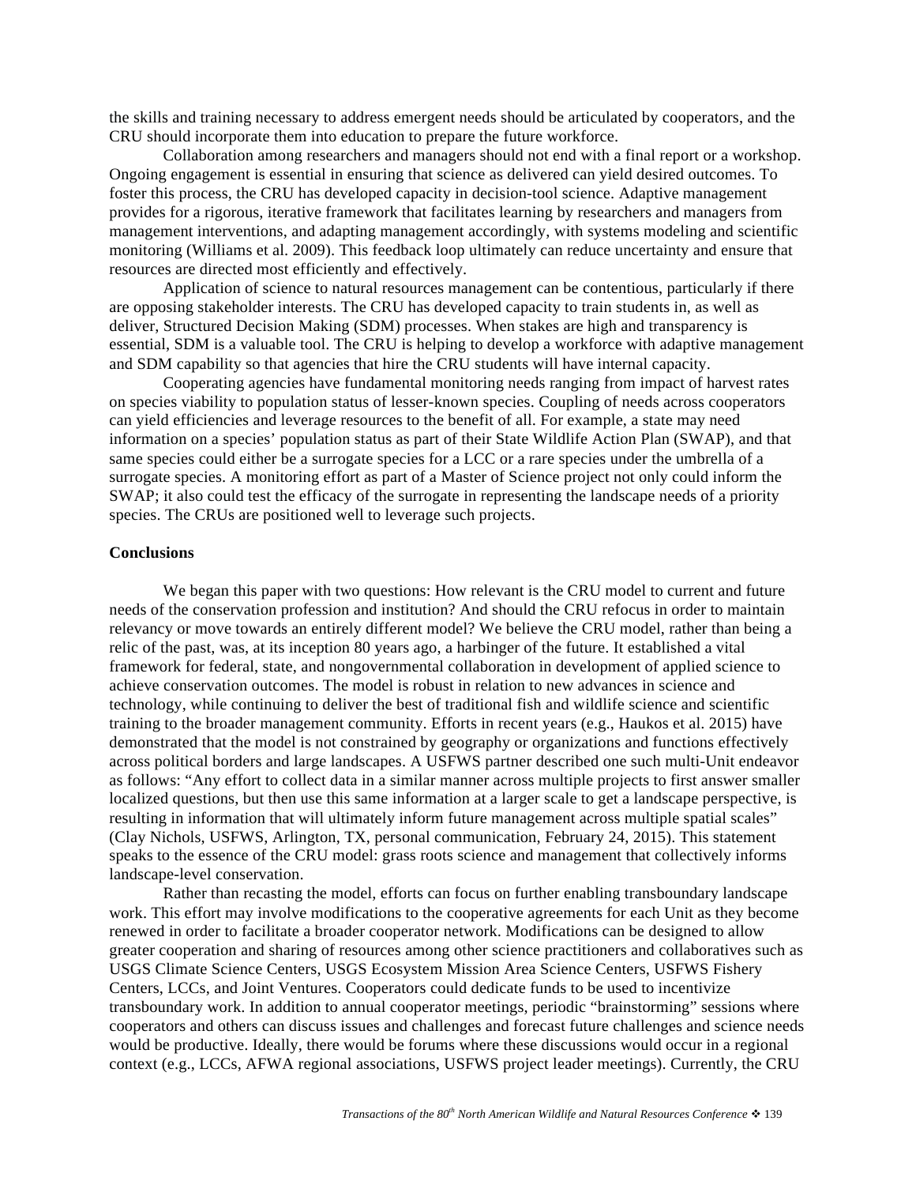the skills and training necessary to address emergent needs should be articulated by cooperators, and the CRU should incorporate them into education to prepare the future workforce.

Collaboration among researchers and managers should not end with a final report or a workshop. Ongoing engagement is essential in ensuring that science as delivered can yield desired outcomes. To foster this process, the CRU has developed capacity in decision-tool science. Adaptive management provides for a rigorous, iterative framework that facilitates learning by researchers and managers from management interventions, and adapting management accordingly, with systems modeling and scientific monitoring (Williams et al. 2009). This feedback loop ultimately can reduce uncertainty and ensure that resources are directed most efficiently and effectively.

Application of science to natural resources management can be contentious, particularly if there are opposing stakeholder interests. The CRU has developed capacity to train students in, as well as deliver, Structured Decision Making (SDM) processes. When stakes are high and transparency is essential, SDM is a valuable tool. The CRU is helping to develop a workforce with adaptive management and SDM capability so that agencies that hire the CRU students will have internal capacity.

Cooperating agencies have fundamental monitoring needs ranging from impact of harvest rates on species viability to population status of lesser-known species. Coupling of needs across cooperators can yield efficiencies and leverage resources to the benefit of all. For example, a state may need information on a species' population status as part of their State Wildlife Action Plan (SWAP), and that same species could either be a surrogate species for a LCC or a rare species under the umbrella of a surrogate species. A monitoring effort as part of a Master of Science project not only could inform the SWAP; it also could test the efficacy of the surrogate in representing the landscape needs of a priority species. The CRUs are positioned well to leverage such projects.

## Conclusions

We began this paper with two questions: How relevant is the CRU model to current and future needs of the conservation profession and institution? And should the CRU refocus in order to maintain relevancy or move towards an entirely different model? We believe the CRU model, rather than being a relic of the past, was, at its inception 80 years ago, a harbinger of the future. It established a vital framework for federal, state, and nongovernmental collaboration in development of applied science to achieve conservation outcomes. The model is robust in relation to new advances in science and technology, while continuing to deliver the best of traditional fish and wildlife science and scientific training to the broader management community. Efforts in recent years (e.g., Haukos et al. 2015) have demonstrated that the model is not constrained by geography or organizations and functions effectively across political borders and large landscapes. A USFWS partner described one such multi-Unit endeavor as follows: "Any effort to collect data in a similar manner across multiple projects to first answer smaller localized questions, but then use this same information at a larger scale to get a landscape perspective, is resulting in information that will ultimately inform future management across multiple spatial scales" (Clay Nichols, USFWS, Arlington, TX, personal communication, February 24, 2015). This statement speaks to the essence of the CRU model: grass roots science and management that collectively informs landscape-level conservation.

Rather than recasting the model, efforts can focus on further enabling transboundary landscape work. This effort may involve modifications to the cooperative agreements for each Unit as they become renewed in order to facilitate a broader cooperator network. Modifications can be designed to allow greater cooperation and sharing of resources among other science practitioners and collaboratives such as USGS Climate Science Centers, USGS Ecosystem Mission Area Science Centers, USFWS Fishery Centers, LCCs, and Joint Ventures. Cooperators could dedicate funds to be used to incentivize transboundary work. In addition to annual cooperator meetings, periodic "brainstorming" sessions where cooperators and others can discuss issues and challenges and forecast future challenges and science needs would be productive. Ideally, there would be forums where these discussions would occur in a regional context (e.g., LCCs, AFWA regional associations, USFWS project leader meetings). Currently, the CRU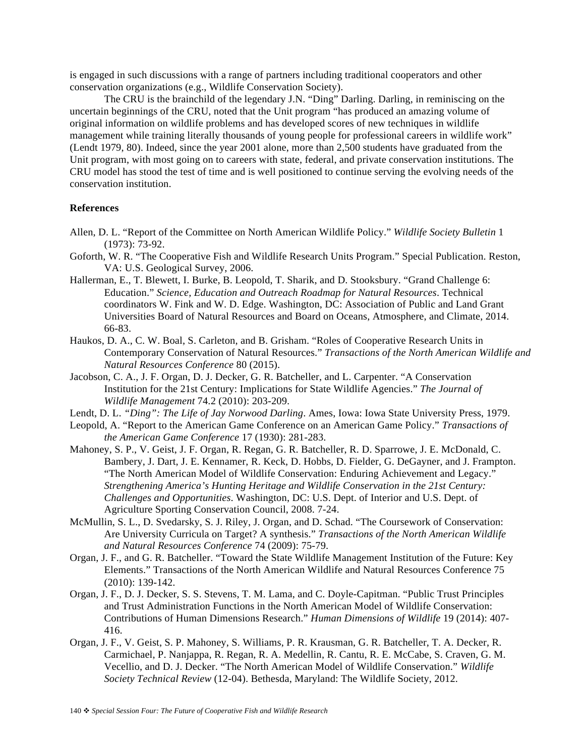is engaged in such discussions with a range of partners including traditional cooperators and other conservation organizations (e.g., Wildlife Conservation Society).

The CRU is the brainchild of the legendary J.N. "Ding" Darling. Darling, in reminiscing on the uncertain beginnings of the CRU, noted that the Unit program "has produced an amazing volume of original information on wildlife problems and has developed scores of new techniques in wildlife management while training literally thousands of young people for professional careers in wildlife work" (Lendt 1979, 80). Indeed, since the year 2001 alone, more than 2,500 students have graduated from the Unit program, with most going on to careers with state, federal, and private conservation institutions. The CRU model has stood the test of time and is well positioned to continue serving the evolving needs of the conservation institution.

**References**

Allen, D. L. "Report of the Committee on North American Wildlife Policy." *Wildlife Society Bulletin* 1 (1973): 73-92.

Goforth, W. R. "The Cooperative Fish and Wildlife Research Units Program." Special Publication. Reston, VA: U.S. Geological Survey, 2006.

Hallerman, E., T. Blewett, I. Burke, B. Leopold, T. Sharik, and D. Stooksbury. "Grand Challenge 6: Education." *Science, Education and Outreach Roadmap for Natural Resources*. Technical coordinators W. Fink and W. D. Edge. Washington, DC: Association of Public and Land Grant Universities Board of Natural Resources and Board on Oceans, Atmosphere, and Climate, 2014. 66-83.

Haukos, D. A., C. W. Boal, S. Carleton, and B. Grisham. "Roles of Cooperative Research Units in Contemporary Conservation of Natural Resources." *Transactions of the North American Wildlife and Natural Resources Conference* 80 (2015).

Jacobson, C. A., J. F. Organ, D. J. Decker, G. R. Batcheller, and L. Carpenter. "A Conservation Institution for the 21st Century: Implications for State Wildlife Agencies." *The Journal of Wildlife Management* 74.2 (2010): 203-209.

Lendt, D. L. *"Ding": The Life of Jay Norwood Darling*. Ames, Iowa: Iowa State University Press, 1979.

Leopold, A. "Report to the American Game Conference on an American Game Policy." *Transactions of the American Game Conference* 17 (1930): 281-283.

Mahoney, S. P., V. Geist, J. F. Organ, R. Regan, G. R. Batcheller, R. D. Sparrowe, J. E. McDonald, C. Bambery, J. Dart, J. E. Kennamer, R. Keck, D. Hobbs, D. Fielder, G. DeGayner, and J. Frampton. "The North American Model of Wildlife Conservation: Enduring Achievement and Legacy." *Strengthening America's Hunting Heritage and Wildlife Conservation in the 21st Century: Challenges and Opportunities*. Washington, DC: U.S. Dept. of Interior and U.S. Dept. of Agriculture Sporting Conservation Council, 2008. 7-24.

McMullin, S. L., D. Svedarsky, S. J. Riley, J. Organ, and D. Schad. "The Coursework of Conservation: Are University Curricula on Target? A synthesis." *Transactions of the North American Wildlife and Natural Resources Conference* 74 (2009): 75-79.

Organ, J. F., and G. R. Batcheller. "Toward the State Wildlife Management Institution of the Future: Key Elements." Transactions of the North American Wildlife and Natural Resources Conference 75 (2010): 139-142.

Organ, J. F., D. J. Decker, S. S. Stevens, T. M. Lama, and C. Doyle-Capitman. "Public Trust Principles and Trust Administration Functions in the North American Model of Wildlife Conservation: Contributions of Human Dimensions Research." *Human Dimensions of Wildlife* 19 (2014): 407-416.

Organ, J. F., V. Geist, S. P. Mahoney, S. Williams, P. R. Krausman, G. R. Batcheller, T. A. Decker, R. Carmichael, P. Nanjappa, R. Regan, R. A. Medellin, R. Cantu, R. E. McCabe, S. Craven, G. M. Vecellio, and D. J. Decker. "The North American Model of Wildlife Conservation." *Wildlife Society Technical Review* (12-04). Bethesda, Maryland: The Wildlife Society, 2012.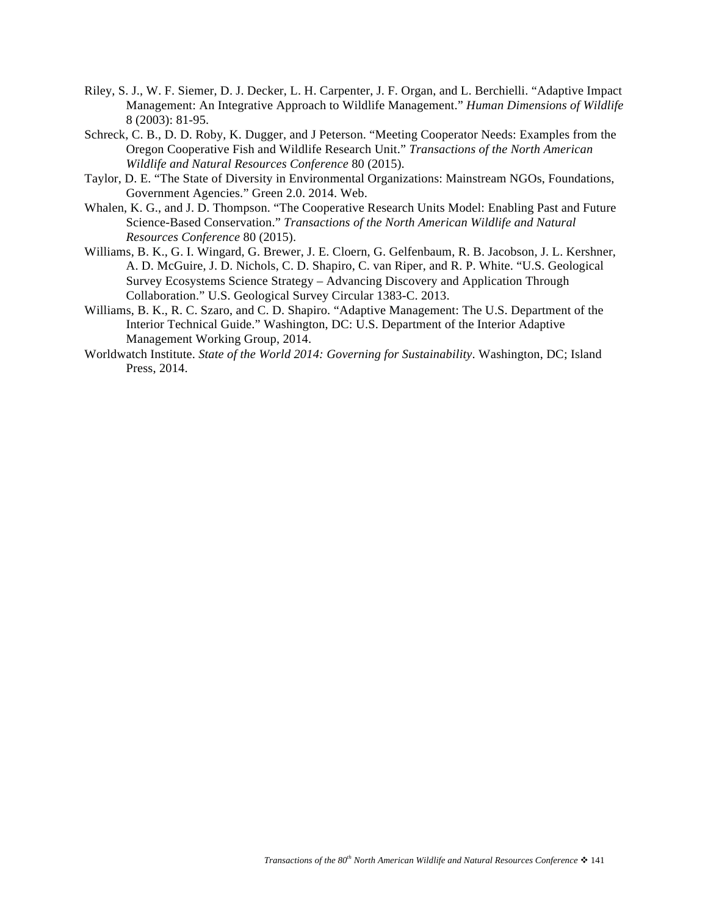Riley, S. J., W. F. Siemer, D. J. Decker, L. H. Carpenter, J. F. Organ, and L. Berchielli. "Adaptive Impact Management: An Integrative Approach to Wildlife Management." *Human Dimensions of Wildlife* 8 (2003): 81-95.

Schreck, C. B., D. D. Roby, K. Dugger, and J Peterson. "Meeting Cooperator Needs: Examples from the Oregon Cooperative Fish and Wildlife Research Unit." *Transactions of the North American Wildlife and Natural Resources Conference* 80 (2015).

Taylor, D. E. "The State of Diversity in Environmental Organizations: Mainstream NGOs, Foundations, Government Agencies." Green 2.0. 2014. Web.

Whalen, K. G., and J. D. Thompson. "The Cooperative Research Units Model: Enabling Past and Future Science-Based Conservation." *Transactions of the North American Wildlife and Natural Resources Conference* 80 (2015).

Williams, B. K., G. I. Wingard, G. Brewer, J. E. Cloern, G. Gelfenbaum, R. B. Jacobson, J. L. Kershner, A. D. McGuire, J. D. Nichols, C. D. Shapiro, C. van Riper, and R. P. White. "U.S. Geological Survey Ecosystems Science Strategy – Advancing Discovery and Application Through Collaboration." U.S. Geological Survey Circular 1383-C. 2013.

Williams, B. K., R. C. Szaro, and C. D. Shapiro. "Adaptive Management: The U.S. Department of the Interior Technical Guide." Washington, DC: U.S. Department of the Interior Adaptive Management Working Group, 2014.

Worldwatch Institute. *State of the World 2014: Governing for Sustainability*. Washington, DC; Island Press, 2014.